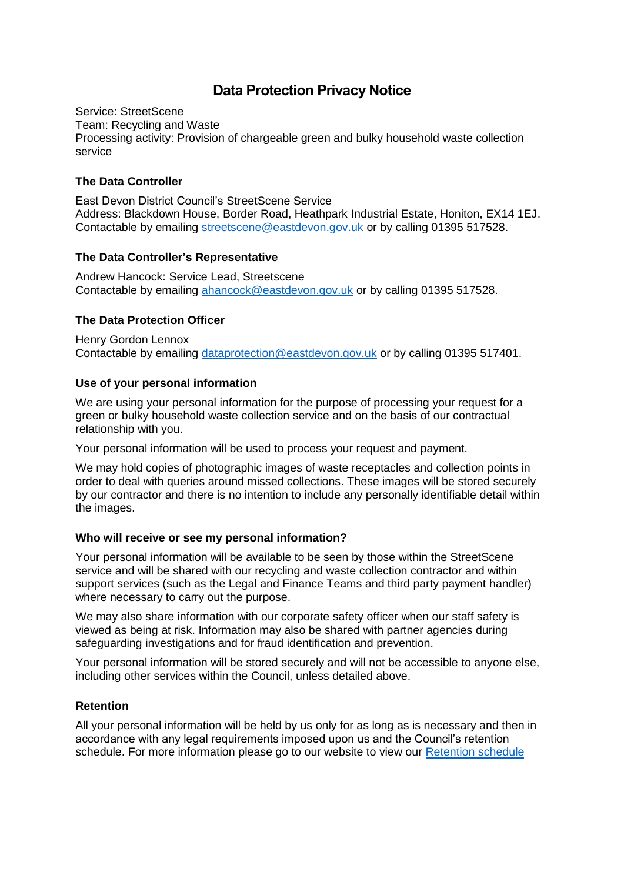# Data Protection Privacy Notice

Service: StreetScene
Team: Recycling and Waste
Processing activity: Provision of chargeable green and bulky household waste collection service

### The Data Controller

East Devon District Council's StreetScene Service
Address: Blackdown House, Border Road, Heathpark Industrial Estate, Honiton, EX14 1EJ.
Contactable by emailing streetscene@eastdevon.gov.uk or by calling 01395 517528.

### The Data Controller's Representative

Andrew Hancock: Service Lead, Streetscene
Contactable by emailing ahancock@eastdevon.gov.uk or by calling 01395 517528.

### The Data Protection Officer

Henry Gordon Lennox
Contactable by emailing dataprotection@eastdevon.gov.uk or by calling 01395 517401.

### Use of your personal information

We are using your personal information for the purpose of processing your request for a green or bulky household waste collection service and on the basis of our contractual relationship with you.

Your personal information will be used to process your request and payment.

We may hold copies of photographic images of waste receptacles and collection points in order to deal with queries around missed collections. These images will be stored securely by our contractor and there is no intention to include any personally identifiable detail within the images.

### Who will receive or see my personal information?

Your personal information will be available to be seen by those within the StreetScene service and will be shared with our recycling and waste collection contractor and within support services (such as the Legal and Finance Teams and third party payment handler) where necessary to carry out the purpose.

We may also share information with our corporate safety officer when our staff safety is viewed as being at risk. Information may also be shared with partner agencies during safeguarding investigations and for fraud identification and prevention.

Your personal information will be stored securely and will not be accessible to anyone else, including other services within the Council, unless detailed above.

### Retention

All your personal information will be held by us only for as long as is necessary and then in accordance with any legal requirements imposed upon us and the Council's retention schedule. For more information please go to our website to view our Retention schedule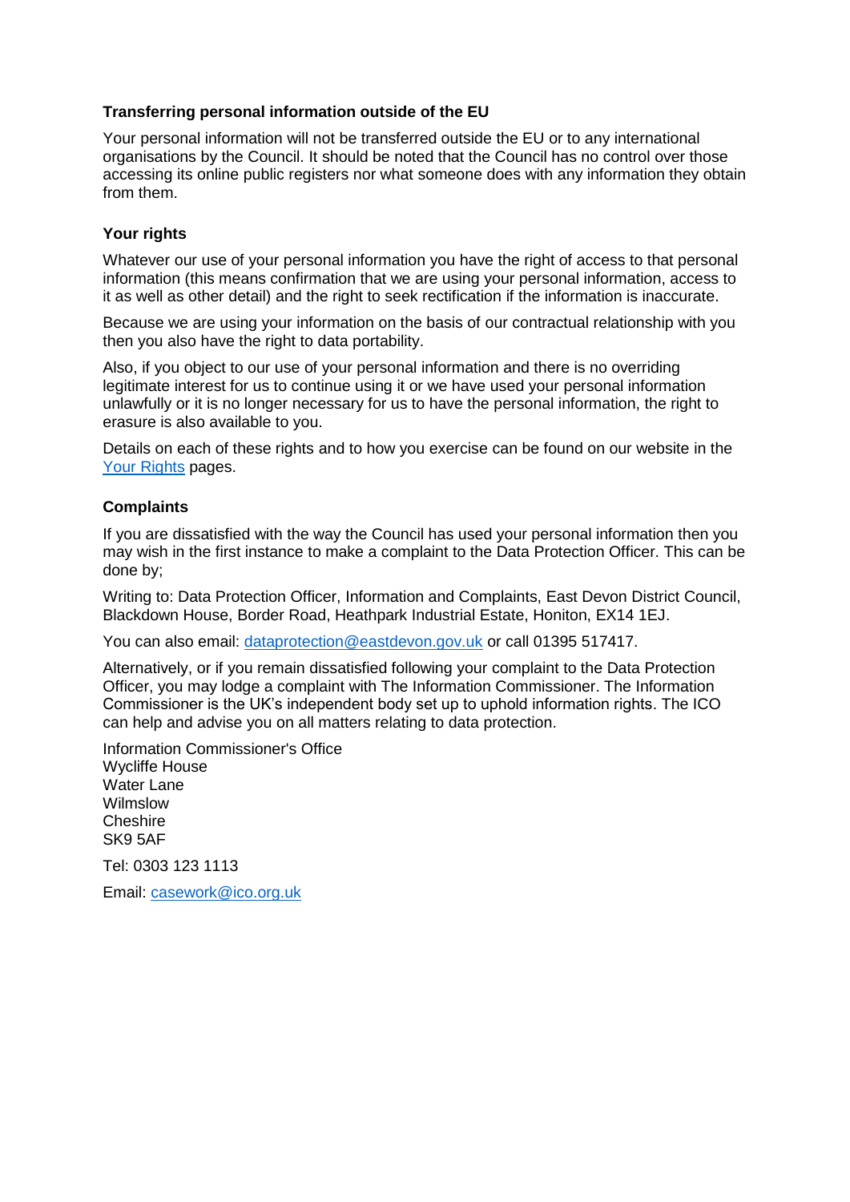## Transferring personal information outside of the EU

Your personal information will not be transferred outside the EU or to any international organisations by the Council. It should be noted that the Council has no control over those accessing its online public registers nor what someone does with any information they obtain from them.

## Your rights

Whatever our use of your personal information you have the right of access to that personal information (this means confirmation that we are using your personal information, access to it as well as other detail) and the right to seek rectification if the information is inaccurate.

Because we are using your information on the basis of our contractual relationship with you then you also have the right to data portability.

Also, if you object to our use of your personal information and there is no overriding legitimate interest for us to continue using it or we have used your personal information unlawfully or it is no longer necessary for us to have the personal information, the right to erasure is also available to you.

Details on each of these rights and to how you exercise can be found on our website in the Your Rights pages.

## Complaints

If you are dissatisfied with the way the Council has used your personal information then you may wish in the first instance to make a complaint to the Data Protection Officer. This can be done by;

Writing to: Data Protection Officer, Information and Complaints, East Devon District Council, Blackdown House, Border Road, Heathpark Industrial Estate, Honiton, EX14 1EJ.

You can also email: dataprotection@eastdevon.gov.uk or call 01395 517417.

Alternatively, or if you remain dissatisfied following your complaint to the Data Protection Officer, you may lodge a complaint with The Information Commissioner. The Information Commissioner is the UK's independent body set up to uphold information rights. The ICO can help and advise you on all matters relating to data protection.

Information Commissioner's Office
Wycliffe House
Water Lane
Wilmslow
Cheshire
SK9 5AF

Tel: 0303 123 1113

Email: casework@ico.org.uk